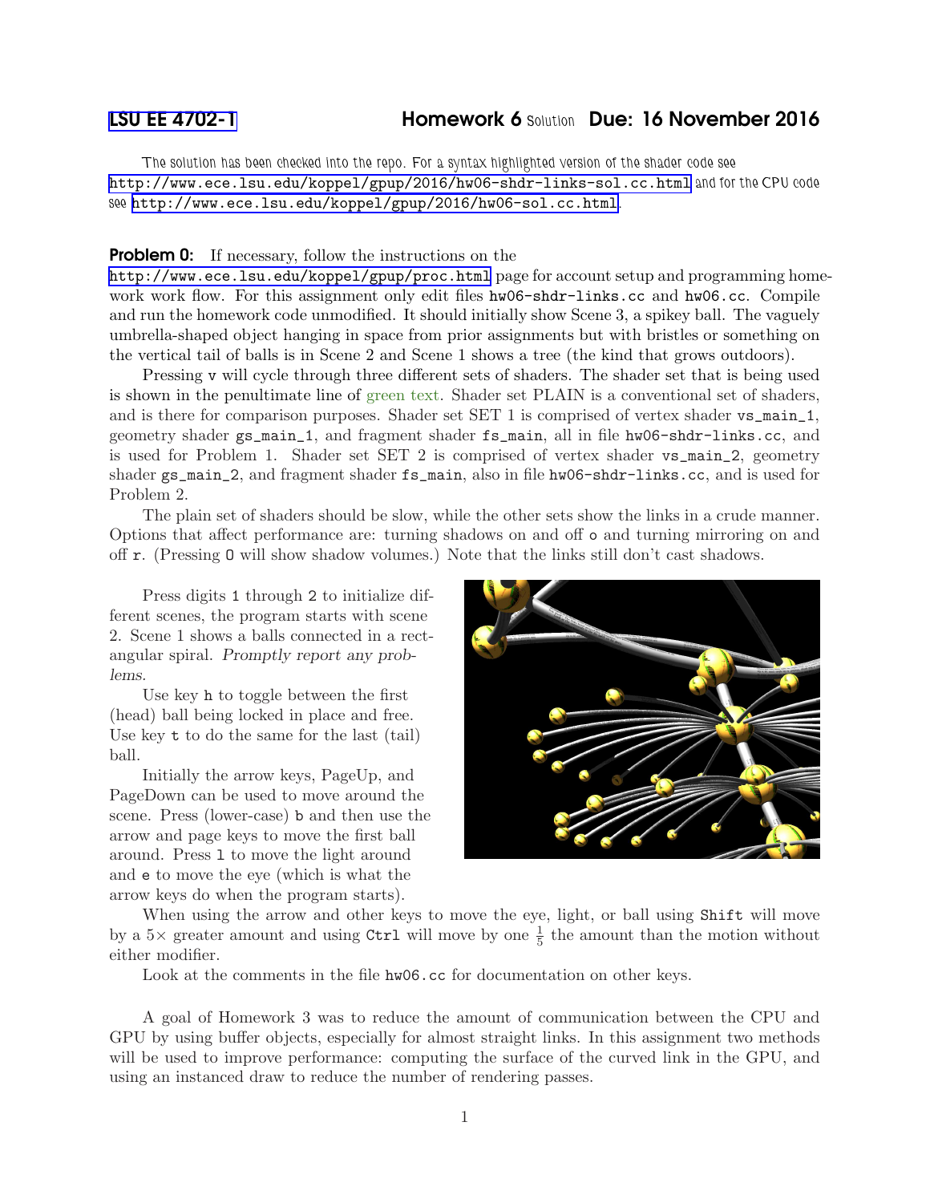**LSU EE 4702-1** **Homework 6** Solution **Due: 16 November 2016**

The solution has been checked into the repo. For a syntax highlighted version of the shader code see http://www.ece.lsu.edu/koppel/gpup/2016/hw06-shdr-links-sol.cc.html and for the CPU code see http://www.ece.lsu.edu/koppel/gpup/2016/hw06-sol.cc.html.

**Problem 0:** If necessary, follow the instructions on the http://www.ece.lsu.edu/koppel/gpup/proc.html page for account setup and programming homework work flow. For this assignment only edit files `hw06-shdr-links.cc` and `hw06.cc`. Compile and run the homework code unmodified. It should initially show Scene 3, a spikey ball. The vaguely umbrella-shaped object hanging in space from prior assignments but with bristles or something on the vertical tail of balls is in Scene 2 and Scene 1 shows a tree (the kind that grows outdoors).

Pressing `v` will cycle through three different sets of shaders. The shader set that is being used is shown in the penultimate line of green text. Shader set PLAIN is a conventional set of shaders, and is there for comparison purposes. Shader set SET 1 is comprised of vertex shader `vs_main_1`, geometry shader `gs_main_1`, and fragment shader `fs_main`, all in file `hw06-shdr-links.cc`, and is used for Problem 1. Shader set SET 2 is comprised of vertex shader `vs_main_2`, geometry shader `gs_main_2`, and fragment shader `fs_main`, also in file `hw06-shdr-links.cc`, and is used for Problem 2.

The plain set of shaders should be slow, while the other sets show the links in a crude manner. Options that affect performance are: turning shadows on and off `o` and turning mirroring on and off `r`. (Pressing `O` will show shadow volumes.) Note that the links still don't cast shadows.

Press digits `1` through `2` to initialize different scenes, the program starts with scene 2. Scene 1 shows a balls connected in a rectangular spiral. *Promptly report any problems.*

Use key `h` to toggle between the first (head) ball being locked in place and free. Use key `t` to do the same for the last (tail) ball.

Initially the arrow keys, PageUp, and PageDown can be used to move around the scene. Press (lower-case) `b` and then use the arrow and page keys to move the first ball around. Press `l` to move the light around and `e` to move the eye (which is what the arrow keys do when the program starts).

When using the arrow and other keys to move the eye, light, or ball using `Shift` will move by a $5\times$ greater amount and using `Ctrl` will move by one $\frac{1}{5}$ the amount than the motion without either modifier.

Look at the comments in the file `hw06.cc` for documentation on other keys.

A goal of Homework 3 was to reduce the amount of communication between the CPU and GPU by using buffer objects, especially for almost straight links. In this assignment two methods will be used to improve performance: computing the surface of the curved link in the GPU, and using an instanced draw to reduce the number of rendering passes.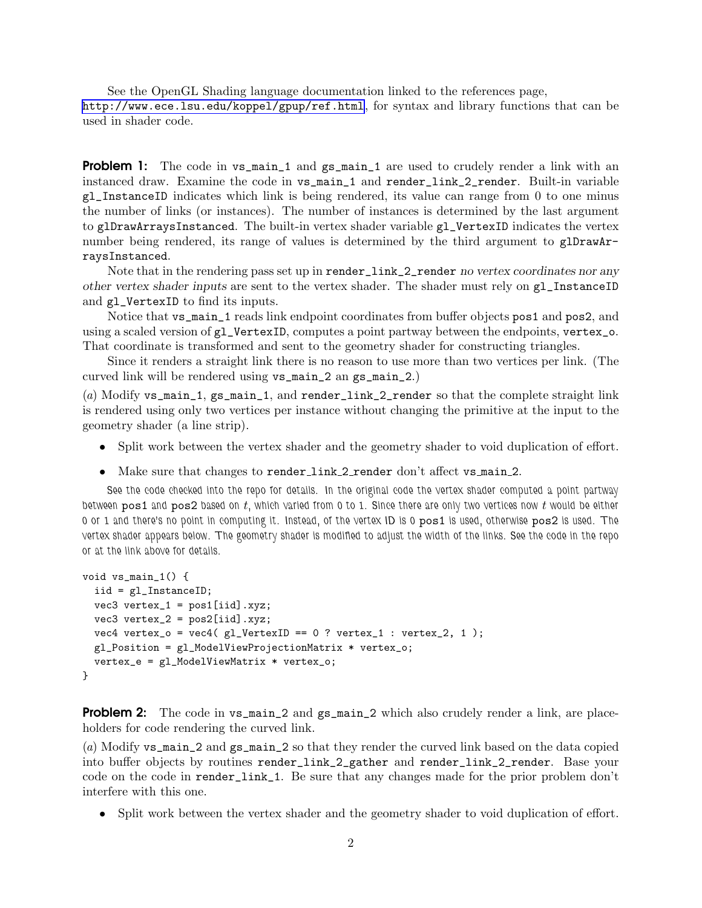See the OpenGL Shading language documentation linked to the references page, http://www.ece.lsu.edu/koppel/gpup/ref.html, for syntax and library functions that can be used in shader code.

**Problem 1:** The code in `vs_main_1` and `gs_main_1` are used to crudely render a link with an instanced draw. Examine the code in `vs_main_1` and `render_link_2_render`. Built-in variable `gl_InstanceID` indicates which link is being rendered, its value can range from 0 to one minus the number of links (or instances). The number of instances is determined by the last argument to `glDrawArraysInstanced`. The built-in vertex shader variable `gl_VertexID` indicates the vertex number being rendered, its range of values is determined by the third argument to `glDrawArraysInstanced`.

Note that in the rendering pass set up in `render_link_2_render` *no vertex coordinates nor any other vertex shader inputs* are sent to the vertex shader. The shader must rely on `gl_InstanceID` and `gl_VertexID` to find its inputs.

Notice that `vs_main_1` reads link endpoint coordinates from buffer objects `pos1` and `pos2`, and using a scaled version of `gl_VertexID`, computes a point partway between the endpoints, `vertex_o`. That coordinate is transformed and sent to the geometry shader for constructing triangles.

Since it renders a straight link there is no reason to use more than two vertices per link. (The curved link will be rendered using `vs_main_2` an `gs_main_2`.)

(*a*) Modify `vs_main_1`, `gs_main_1`, and `render_link_2_render` so that the complete straight link is rendered using only two vertices per instance without changing the primitive at the input to the geometry shader (a line strip).

- Split work between the vertex shader and the geometry shader to void duplication of effort.
- Make sure that changes to render_link_2_render don't affect vs_main_2.

*See the code checked into the repo for details. In the original code the vertex shader computed a point partway between* `pos1` *and* `pos2` *based on $t$, which varied from 0 to 1. Since there are only two vertices now $t$ would be either 0 or 1 and there's no point in computing it. Instead, of the vertex ID is 0* `pos1` *is used, otherwise* `pos2` *is used. The vertex shader appears below. The geometry shader is modified to adjust the width of the links. See the code in the repo or at the link above for details.*

```
void vs_main_1() {
  iid = gl_InstanceID;
  vec3 vertex_1 = pos1[iid].xyz;
  vec3 vertex_2 = pos2[iid].xyz;
  vec4 vertex_o = vec4( gl_VertexID == 0 ? vertex_1 : vertex_2, 1 );
  gl_Position = gl_ModelViewProjectionMatrix * vertex_o;
  vertex_e = gl_ModelViewMatrix * vertex_o;
}
```

**Problem 2:** The code in `vs_main_2` and `gs_main_2` which also crudely render a link, are placeholders for code rendering the curved link.

(*a*) Modify `vs_main_2` and `gs_main_2` so that they render the curved link based on the data copied into buffer objects by routines `render_link_2_gather` and `render_link_2_render`. Base your code on the code in `render_link_1`. Be sure that any changes made for the prior problem don't interfere with this one.

- Split work between the vertex shader and the geometry shader to void duplication of effort.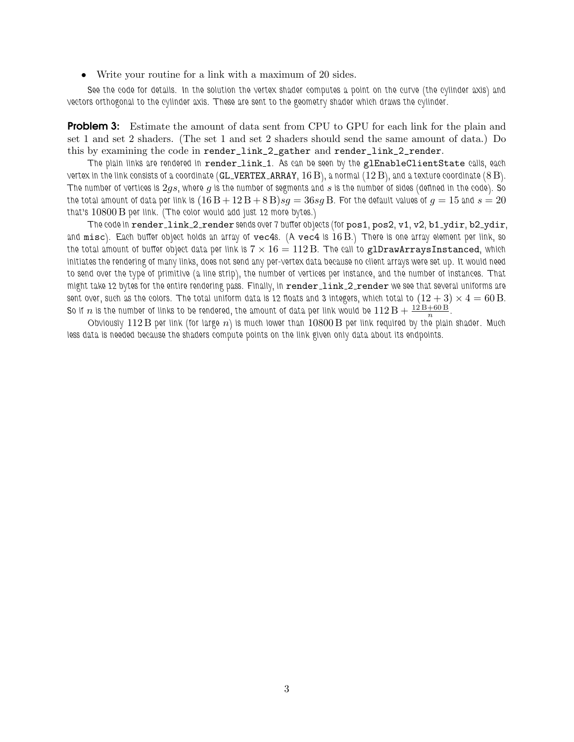- Write your routine for a link with a maximum of 20 sides.

See the code for details. In the solution the vertex shader computes a point on the curve (the cylinder axis) and vectors orthogonal to the cylinder axis. These are sent to the geometry shader which draws the cylinder.

**Problem 3:** Estimate the amount of data sent from CPU to GPU for each link for the plain and set 1 and set 2 shaders. (The set 1 and set 2 shaders should send the same amount of data.) Do this by examining the code in `render_link_2_gather` and `render_link_2_render`.

The plain links are rendered in `render_link_1`. As can be seen by the `glEnableClientState` calls, each vertex in the link consists of a coordinate (`GL_VERTEX_ARRAY`, $16\,\mathrm{B}$), a normal ($12\,\mathrm{B}$), and a texture coordinate ($8\,\mathrm{B}$). The number of vertices is $2gs$, where $g$ is the number of segments and $s$ is the number of sides (defined in the code). So the total amount of data per link is $(16\,\mathrm{B} + 12\,\mathrm{B} + 8\,\mathrm{B})sg = 36sg\,\mathrm{B}$. For the default values of $g = 15$ and $s = 20$ that's $10800\,\mathrm{B}$ per link. (The color would add just 12 more bytes.)

The code in `render_link_2_render` sends over 7 buffer objects (for `pos1`, `pos2`, `v1`, `v2`, `b1_ydir`, `b2_ydir`, and `misc`). Each buffer object holds an array of `vec4`s. (A `vec4` is $16\,\mathrm{B}$.) There is one array element per link, so the total amount of buffer object data per link is $7 \times 16 = 112\,\mathrm{B}$. The call to `glDrawArraysInstanced`, which initiates the rendering of many links, does not send any per-vertex data because no client arrays were set up. It would need to send over the type of primitive (a line strip), the number of vertices per instance, and the number of instances. That might take 12 bytes for the entire rendering pass. Finally, in `render_link_2_render` we see that several uniforms are sent over, such as the colors. The total uniform data is 12 floats and 3 integers, which total to $(12 + 3) \times 4 = 60\,\mathrm{B}$. So if $n$ is the number of links to be rendered, the amount of data per link would be $112\,\mathrm{B} + \frac{12\,\mathrm{B}+60\,\mathrm{B}}{n}$.

Obviously $112\,\mathrm{B}$ per link (for large $n$) is much lower than $10800\,\mathrm{B}$ per link required by the plain shader. Much less data is needed because the shaders compute points on the link given only data about its endpoints.